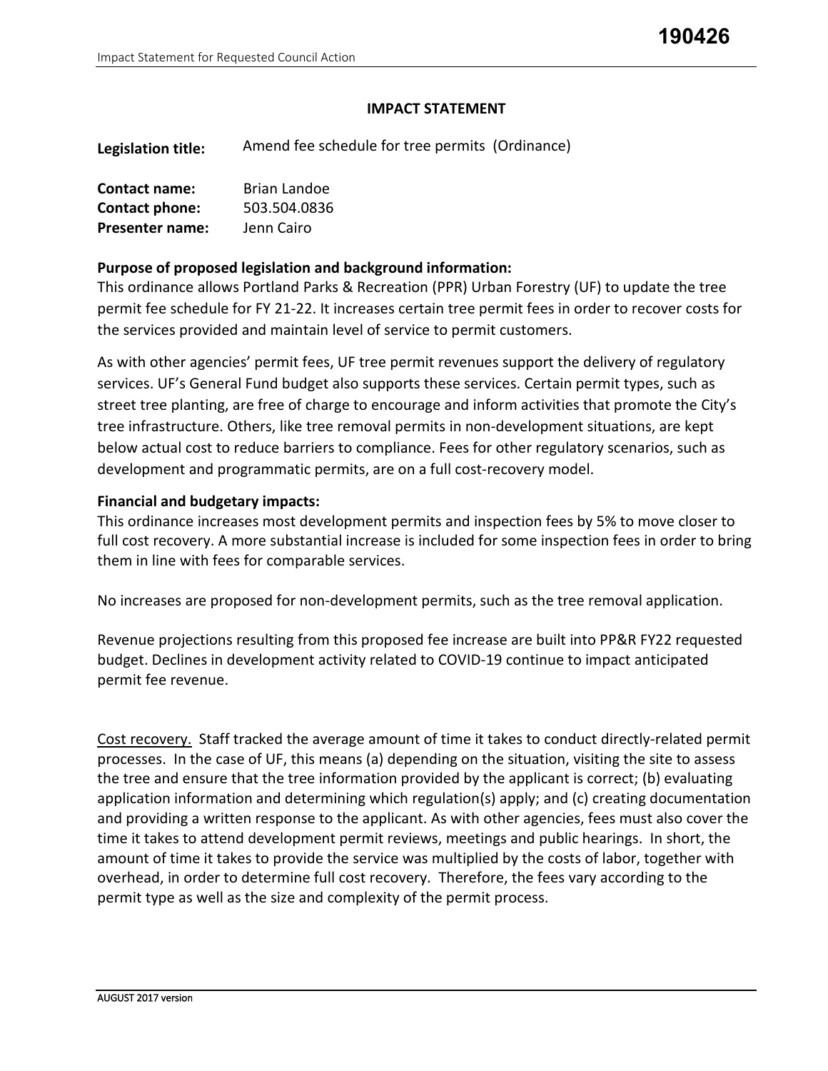**190426**

# IMPACT STATEMENT

**Legislation title:** Amend fee schedule for tree permits (Ordinance)

**Contact name:** Brian Landoe
**Contact phone:** 503.504.0836
**Presenter name:** Jenn Cairo

**Purpose of proposed legislation and background information:**
This ordinance allows Portland Parks & Recreation (PPR) Urban Forestry (UF) to update the tree permit fee schedule for FY 21-22. It increases certain tree permit fees in order to recover costs for the services provided and maintain level of service to permit customers.

As with other agencies' permit fees, UF tree permit revenues support the delivery of regulatory services. UF's General Fund budget also supports these services. Certain permit types, such as street tree planting, are free of charge to encourage and inform activities that promote the City's tree infrastructure. Others, like tree removal permits in non-development situations, are kept below actual cost to reduce barriers to compliance. Fees for other regulatory scenarios, such as development and programmatic permits, are on a full cost-recovery model.

**Financial and budgetary impacts:**
This ordinance increases most development permits and inspection fees by 5% to move closer to full cost recovery. A more substantial increase is included for some inspection fees in order to bring them in line with fees for comparable services.

No increases are proposed for non-development permits, such as the tree removal application.

Revenue projections resulting from this proposed fee increase are built into PP&R FY22 requested budget. Declines in development activity related to COVID-19 continue to impact anticipated permit fee revenue.

Cost recovery. Staff tracked the average amount of time it takes to conduct directly-related permit processes. In the case of UF, this means (a) depending on the situation, visiting the site to assess the tree and ensure that the tree information provided by the applicant is correct; (b) evaluating application information and determining which regulation(s) apply; and (c) creating documentation and providing a written response to the applicant. As with other agencies, fees must also cover the time it takes to attend development permit reviews, meetings and public hearings. In short, the amount of time it takes to provide the service was multiplied by the costs of labor, together with overhead, in order to determine full cost recovery. Therefore, the fees vary according to the permit type as well as the size and complexity of the permit process.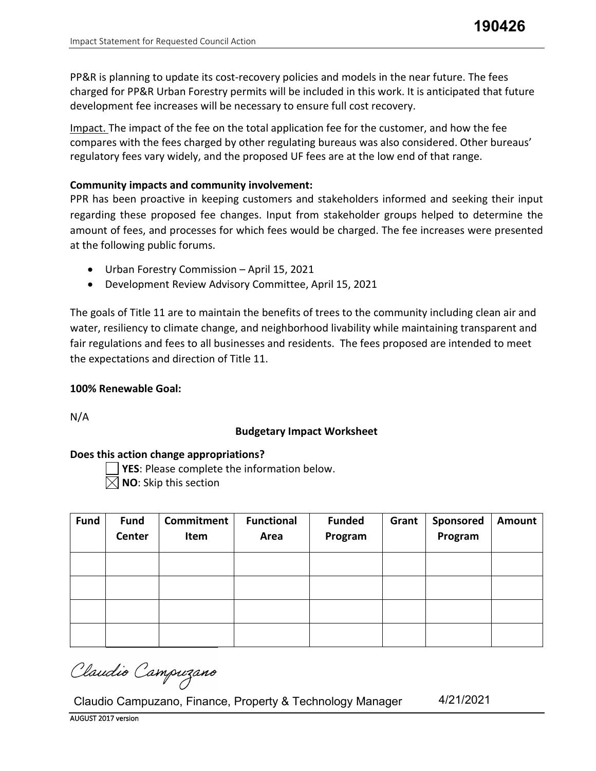PP&R is planning to update its cost-recovery policies and models in the near future. The fees charged for PP&R Urban Forestry permits will be included in this work. It is anticipated that future development fee increases will be necessary to ensure full cost recovery.

Impact. The impact of the fee on the total application fee for the customer, and how the fee compares with the fees charged by other regulating bureaus was also considered. Other bureaus' regulatory fees vary widely, and the proposed UF fees are at the low end of that range.

**Community impacts and community involvement:**

PPR has been proactive in keeping customers and stakeholders informed and seeking their input regarding these proposed fee changes. Input from stakeholder groups helped to determine the amount of fees, and processes for which fees would be charged. The fee increases were presented at the following public forums.

- Urban Forestry Commission – April 15, 2021
- Development Review Advisory Committee, April 15, 2021

The goals of Title 11 are to maintain the benefits of trees to the community including clean air and water, resiliency to climate change, and neighborhood livability while maintaining transparent and fair regulations and fees to all businesses and residents. The fees proposed are intended to meet the expectations and direction of Title 11.

**100% Renewable Goal:**

N/A

**Budgetary Impact Worksheet**

**Does this action change appropriations?**

☐ **YES**: Please complete the information below.

☒ **NO**: Skip this section

| Fund | Fund Center | Commitment Item | Functional Area | Funded Program | Grant | Sponsored Program | Amount |
|---|---|---|---|---|---|---|---|
| | | | | | | | |
| | | | | | | | |
| | | | | | | | |
| | | | | | | | |

Claudio Campuzano

Claudio Campuzano, Finance, Property & Technology Manager 4/21/2021